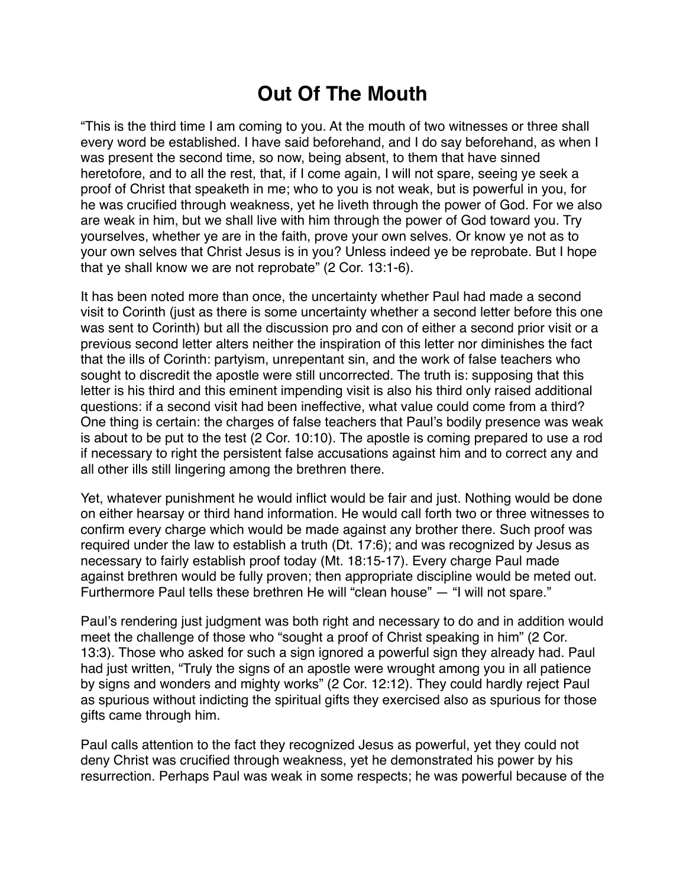# Out Of The Mouth

"This is the third time I am coming to you. At the mouth of two witnesses or three shall every word be established. I have said beforehand, and I do say beforehand, as when I was present the second time, so now, being absent, to them that have sinned heretofore, and to all the rest, that, if I come again, I will not spare, seeing ye seek a proof of Christ that speaketh in me; who to you is not weak, but is powerful in you, for he was crucified through weakness, yet he liveth through the power of God. For we also are weak in him, but we shall live with him through the power of God toward you. Try yourselves, whether ye are in the faith, prove your own selves. Or know ye not as to your own selves that Christ Jesus is in you? Unless indeed ye be reprobate. But I hope that ye shall know we are not reprobate" (2 Cor. 13:1-6).

It has been noted more than once, the uncertainty whether Paul had made a second visit to Corinth (just as there is some uncertainty whether a second letter before this one was sent to Corinth) but all the discussion pro and con of either a second prior visit or a previous second letter alters neither the inspiration of this letter nor diminishes the fact that the ills of Corinth: partyism, unrepentant sin, and the work of false teachers who sought to discredit the apostle were still uncorrected. The truth is: supposing that this letter is his third and this eminent impending visit is also his third only raised additional questions: if a second visit had been ineffective, what value could come from a third? One thing is certain: the charges of false teachers that Paul's bodily presence was weak is about to be put to the test (2 Cor. 10:10). The apostle is coming prepared to use a rod if necessary to right the persistent false accusations against him and to correct any and all other ills still lingering among the brethren there.

Yet, whatever punishment he would inflict would be fair and just. Nothing would be done on either hearsay or third hand information. He would call forth two or three witnesses to confirm every charge which would be made against any brother there. Such proof was required under the law to establish a truth (Dt. 17:6); and was recognized by Jesus as necessary to fairly establish proof today (Mt. 18:15-17). Every charge Paul made against brethren would be fully proven; then appropriate discipline would be meted out. Furthermore Paul tells these brethren He will "clean house" — "I will not spare."

Paul's rendering just judgment was both right and necessary to do and in addition would meet the challenge of those who "sought a proof of Christ speaking in him" (2 Cor. 13:3). Those who asked for such a sign ignored a powerful sign they already had. Paul had just written, "Truly the signs of an apostle were wrought among you in all patience by signs and wonders and mighty works" (2 Cor. 12:12). They could hardly reject Paul as spurious without indicting the spiritual gifts they exercised also as spurious for those gifts came through him.

Paul calls attention to the fact they recognized Jesus as powerful, yet they could not deny Christ was crucified through weakness, yet he demonstrated his power by his resurrection. Perhaps Paul was weak in some respects; he was powerful because of the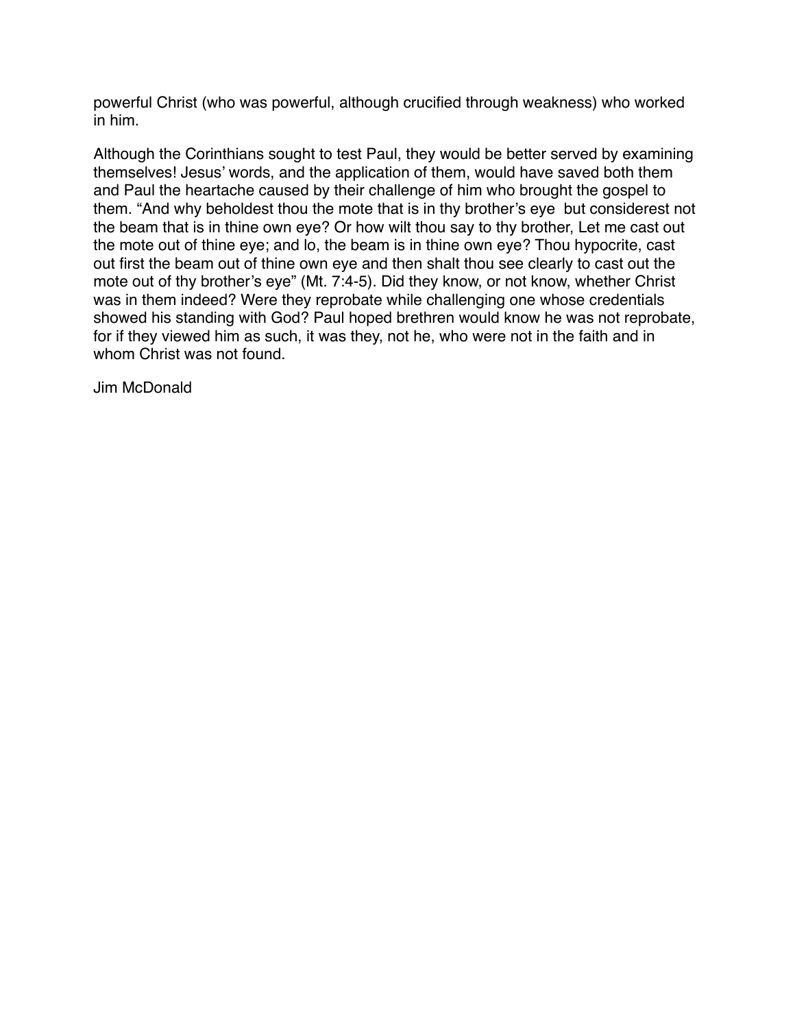powerful Christ (who was powerful, although crucified through weakness) who worked in him.

Although the Corinthians sought to test Paul, they would be better served by examining themselves! Jesus' words, and the application of them, would have saved both them and Paul the heartache caused by their challenge of him who brought the gospel to them. "And why beholdest thou the mote that is in thy brother's eye  but considerest not the beam that is in thine own eye? Or how wilt thou say to thy brother, Let me cast out the mote out of thine eye; and lo, the beam is in thine own eye? Thou hypocrite, cast out first the beam out of thine own eye and then shalt thou see clearly to cast out the mote out of thy brother's eye" (Mt. 7:4-5). Did they know, or not know, whether Christ was in them indeed? Were they reprobate while challenging one whose credentials showed his standing with God? Paul hoped brethren would know he was not reprobate, for if they viewed him as such, it was they, not he, who were not in the faith and in whom Christ was not found.

Jim McDonald